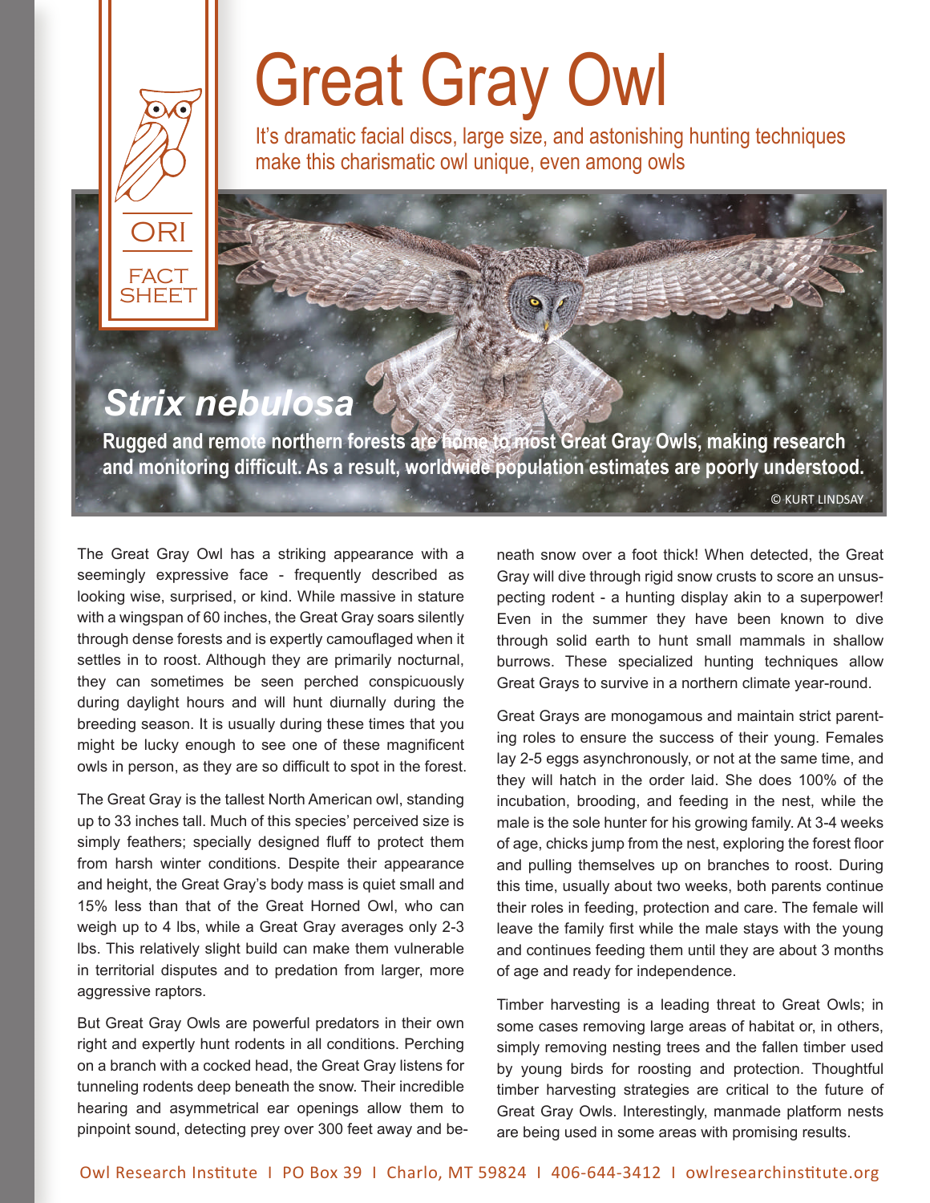ORI FACT SHEET

# Great Gray Owl

It's dramatic facial discs, large size, and astonishing hunting techniques make this charismatic owl unique, even among owls

## *Strix nebulosa*

**Rugged and remote northern forests are home to most Great Gray Owls, making research and monitoring difficult. As a result, worldwide population estimates are poorly understood.**

© KURT LINDSAY

The Great Gray Owl has a striking appearance with a seemingly expressive face - frequently described as looking wise, surprised, or kind. While massive in stature with a wingspan of 60 inches, the Great Gray soars silently through dense forests and is expertly camouflaged when it settles in to roost. Although they are primarily nocturnal, they can sometimes be seen perched conspicuously during daylight hours and will hunt diurnally during the breeding season. It is usually during these times that you might be lucky enough to see one of these magnificent owls in person, as they are so difficult to spot in the forest.

The Great Gray is the tallest North American owl, standing up to 33 inches tall. Much of this species' perceived size is simply feathers; specially designed fluff to protect them from harsh winter conditions. Despite their appearance and height, the Great Gray's body mass is quiet small and 15% less than that of the Great Horned Owl, who can weigh up to 4 lbs, while a Great Gray averages only 2-3 lbs. This relatively slight build can make them vulnerable in territorial disputes and to predation from larger, more aggressive raptors.

But Great Gray Owls are powerful predators in their own right and expertly hunt rodents in all conditions. Perching on a branch with a cocked head, the Great Gray listens for tunneling rodents deep beneath the snow. Their incredible hearing and asymmetrical ear openings allow them to pinpoint sound, detecting prey over 300 feet away and beneath snow over a foot thick! When detected, the Great Gray will dive through rigid snow crusts to score an unsuspecting rodent - a hunting display akin to a superpower! Even in the summer they have been known to dive through solid earth to hunt small mammals in shallow burrows. These specialized hunting techniques allow Great Grays to survive in a northern climate year-round.

Great Grays are monogamous and maintain strict parenting roles to ensure the success of their young. Females lay 2-5 eggs asynchronously, or not at the same time, and they will hatch in the order laid. She does 100% of the incubation, brooding, and feeding in the nest, while the male is the sole hunter for his growing family. At 3-4 weeks of age, chicks jump from the nest, exploring the forest floor and pulling themselves up on branches to roost. During this time, usually about two weeks, both parents continue their roles in feeding, protection and care. The female will leave the family first while the male stays with the young and continues feeding them until they are about 3 months of age and ready for independence.

Timber harvesting is a leading threat to Great Owls; in some cases removing large areas of habitat or, in others, simply removing nesting trees and the fallen timber used by young birds for roosting and protection. Thoughtful timber harvesting strategies are critical to the future of Great Gray Owls. Interestingly, manmade platform nests are being used in some areas with promising results.

Owl Research Institute I PO Box 39 I Charlo, MT 59824 I 406-644-3412 I owlresearchinstitute.org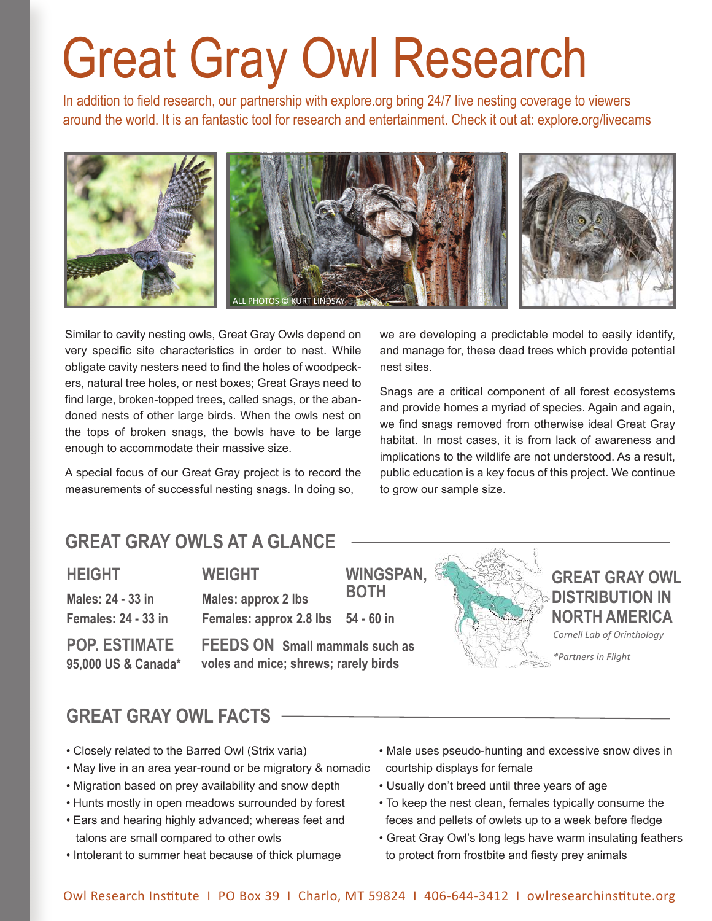# Great Gray Owl Research

In addition to field research, our partnership with explore.org bring 24/7 live nesting coverage to viewers around the world. It is an fantastic tool for research and entertainment. Check it out at: explore.org/livecams

ALL PHOTOS © KURT LINDSAY

Similar to cavity nesting owls, Great Gray Owls depend on very specific site characteristics in order to nest. While obligate cavity nesters need to find the holes of woodpeckers, natural tree holes, or nest boxes; Great Grays need to find large, broken-topped trees, called snags, or the abandoned nests of other large birds. When the owls nest on the tops of broken snags, the bowls have to be large enough to accommodate their massive size.

A special focus of our Great Gray project is to record the measurements of successful nesting snags. In doing so, we are developing a predictable model to easily identify, and manage for, these dead trees which provide potential nest sites.

Snags are a critical component of all forest ecosystems and provide homes a myriad of species. Again and again, we find snags removed from otherwise ideal Great Gray habitat. In most cases, it is from lack of awareness and implications to the wildlife are not understood. As a result, public education is a key focus of this project. We continue to grow our sample size.

## GREAT GRAY OWLS AT A GLANCE

### HEIGHT

**Males: 24 - 33 in**
**Females: 24 - 33 in**

### WEIGHT

**Males: approx 2 lbs**
**Females: approx 2.8 lbs**

### WINGSPAN, BOTH

**54 - 60 in**

### POP. ESTIMATE

**95,000 US & Canada***

### FEEDS ON

**Small mammals such as voles and mice; shrews; rarely birds**

### GREAT GRAY OWL DISTRIBUTION IN NORTH AMERICA

*Cornell Lab of Orinthology*

**Partners in Flight*

## GREAT GRAY OWL FACTS

- Closely related to the Barred Owl (Strix varia)
- May live in an area year-round or be migratory & nomadic
- Migration based on prey availability and snow depth
- Hunts mostly in open meadows surrounded by forest
- Ears and hearing highly advanced; whereas feet and talons are small compared to other owls
- Intolerant to summer heat because of thick plumage
- Male uses pseudo-hunting and excessive snow dives in courtship displays for female
- Usually don't breed until three years of age
- To keep the nest clean, females typically consume the feces and pellets of owlets up to a week before fledge
- Great Gray Owl's long legs have warm insulating feathers to protect from frostbite and fiesty prey animals

Owl Research Institute | PO Box 39 | Charlo, MT 59824 | 406-644-3412 | owlresearchinstitute.org